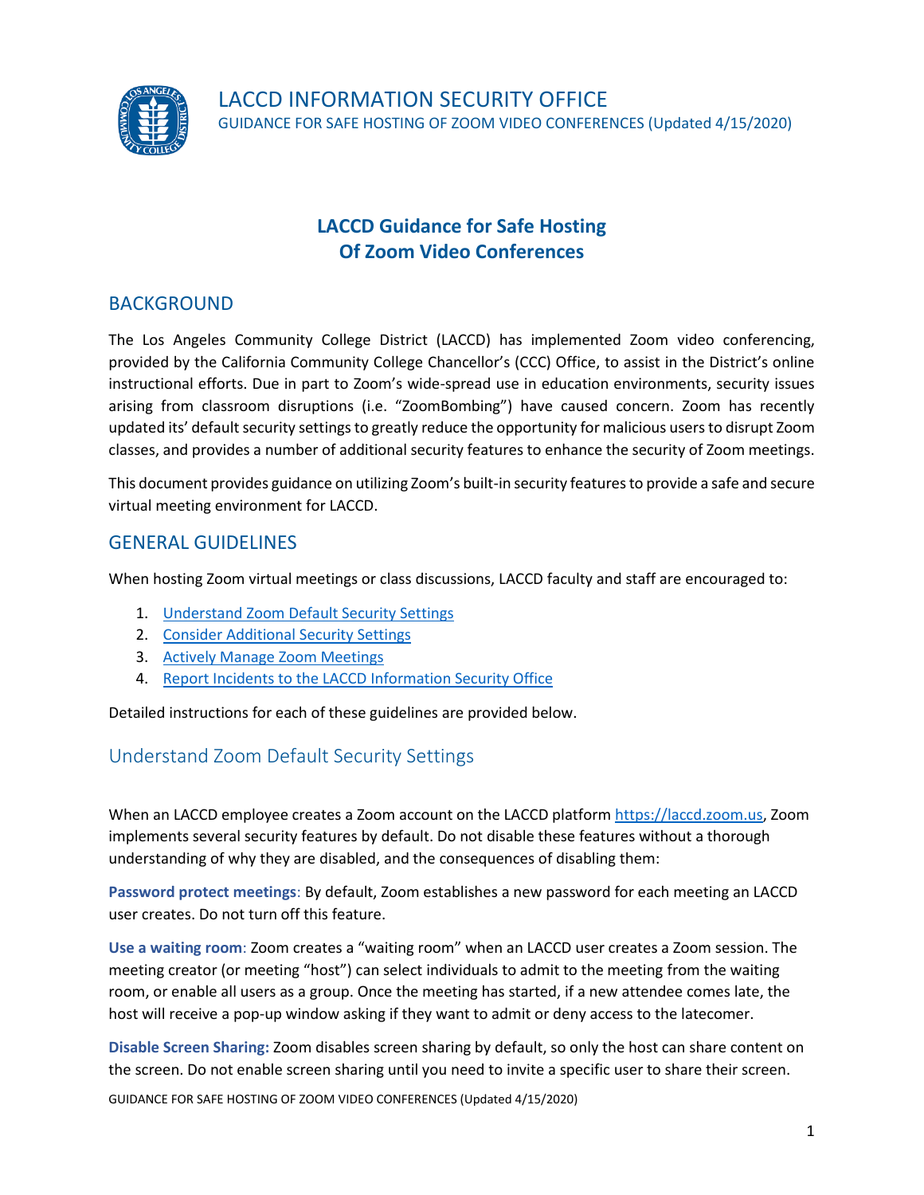# LACCD INFORMATION SECURITY OFFICE

GUIDANCE FOR SAFE HOSTING OF ZOOM VIDEO CONFERENCES (Updated 4/15/2020)

## LACCD Guidance for Safe Hosting Of Zoom Video Conferences

## BACKGROUND

The Los Angeles Community College District (LACCD) has implemented Zoom video conferencing, provided by the California Community College Chancellor's (CCC) Office, to assist in the District's online instructional efforts. Due in part to Zoom's wide-spread use in education environments, security issues arising from classroom disruptions (i.e. "ZoomBombing") have caused concern. Zoom has recently updated its' default security settings to greatly reduce the opportunity for malicious users to disrupt Zoom classes, and provides a number of additional security features to enhance the security of Zoom meetings.

This document provides guidance on utilizing Zoom's built-in security features to provide a safe and secure virtual meeting environment for LACCD.

## GENERAL GUIDELINES

When hosting Zoom virtual meetings or class discussions, LACCD faculty and staff are encouraged to:

1. Understand Zoom Default Security Settings
2. Consider Additional Security Settings
3. Actively Manage Zoom Meetings
4. Report Incidents to the LACCD Information Security Office

Detailed instructions for each of these guidelines are provided below.

### Understand Zoom Default Security Settings

When an LACCD employee creates a Zoom account on the LACCD platform https://laccd.zoom.us, Zoom implements several security features by default. Do not disable these features without a thorough understanding of why they are disabled, and the consequences of disabling them:

**Password protect meetings**: By default, Zoom establishes a new password for each meeting an LACCD user creates. Do not turn off this feature.

**Use a waiting room**: Zoom creates a "waiting room" when an LACCD user creates a Zoom session. The meeting creator (or meeting "host") can select individuals to admit to the meeting from the waiting room, or enable all users as a group. Once the meeting has started, if a new attendee comes late, the host will receive a pop-up window asking if they want to admit or deny access to the latecomer.

**Disable Screen Sharing:** Zoom disables screen sharing by default, so only the host can share content on the screen. Do not enable screen sharing until you need to invite a specific user to share their screen.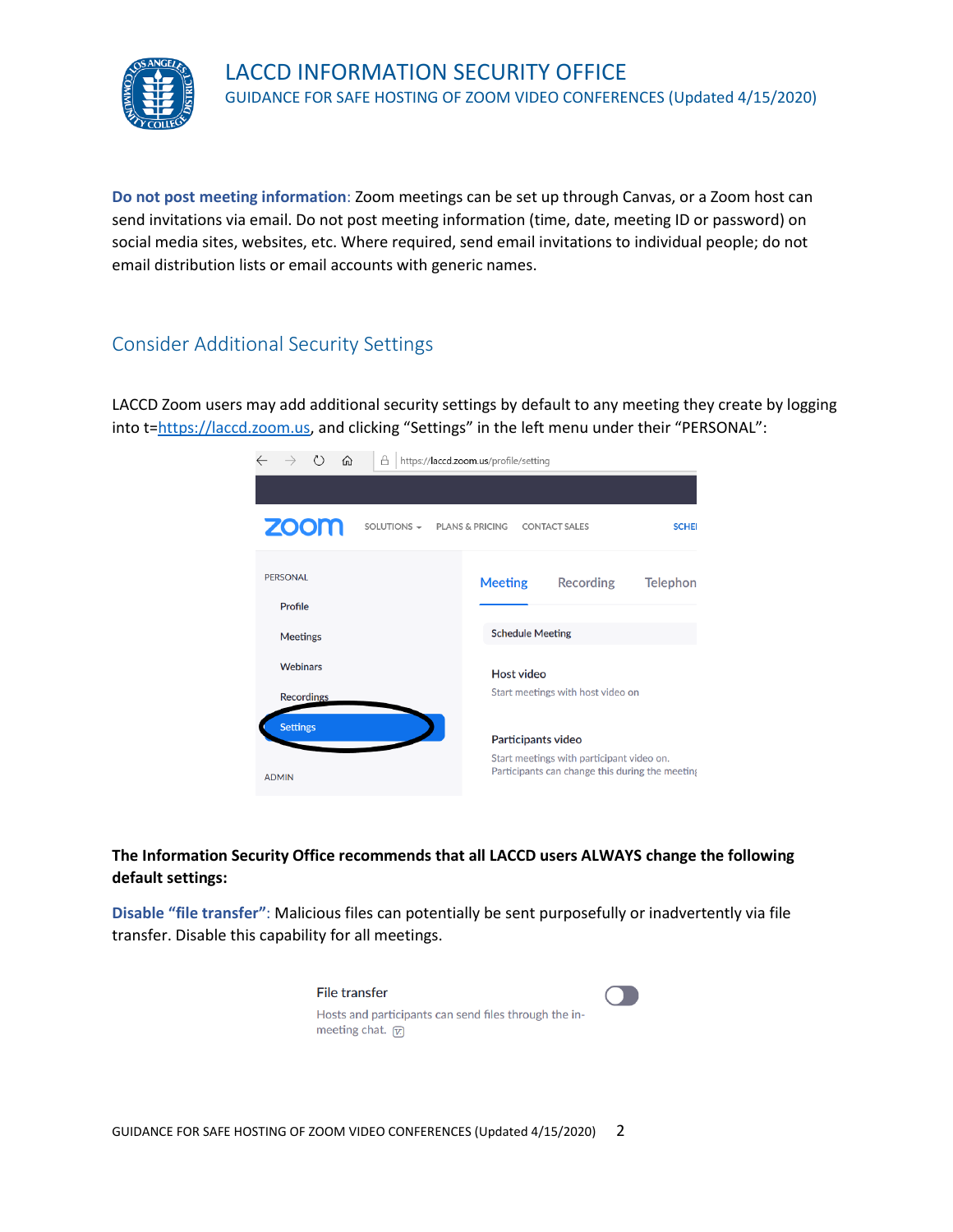**Do not post meeting information**: Zoom meetings can be set up through Canvas, or a Zoom host can send invitations via email. Do not post meeting information (time, date, meeting ID or password) on social media sites, websites, etc. Where required, send email invitations to individual people; do not email distribution lists or email accounts with generic names.

## Consider Additional Security Settings

LACCD Zoom users may add additional security settings by default to any meeting they create by logging into t=https://laccd.zoom.us, and clicking "Settings" in the left menu under their "PERSONAL":

**The Information Security Office recommends that all LACCD users ALWAYS change the following default settings:**

**Disable "file transfer"**: Malicious files can potentially be sent purposefully or inadvertently via file transfer. Disable this capability for all meetings.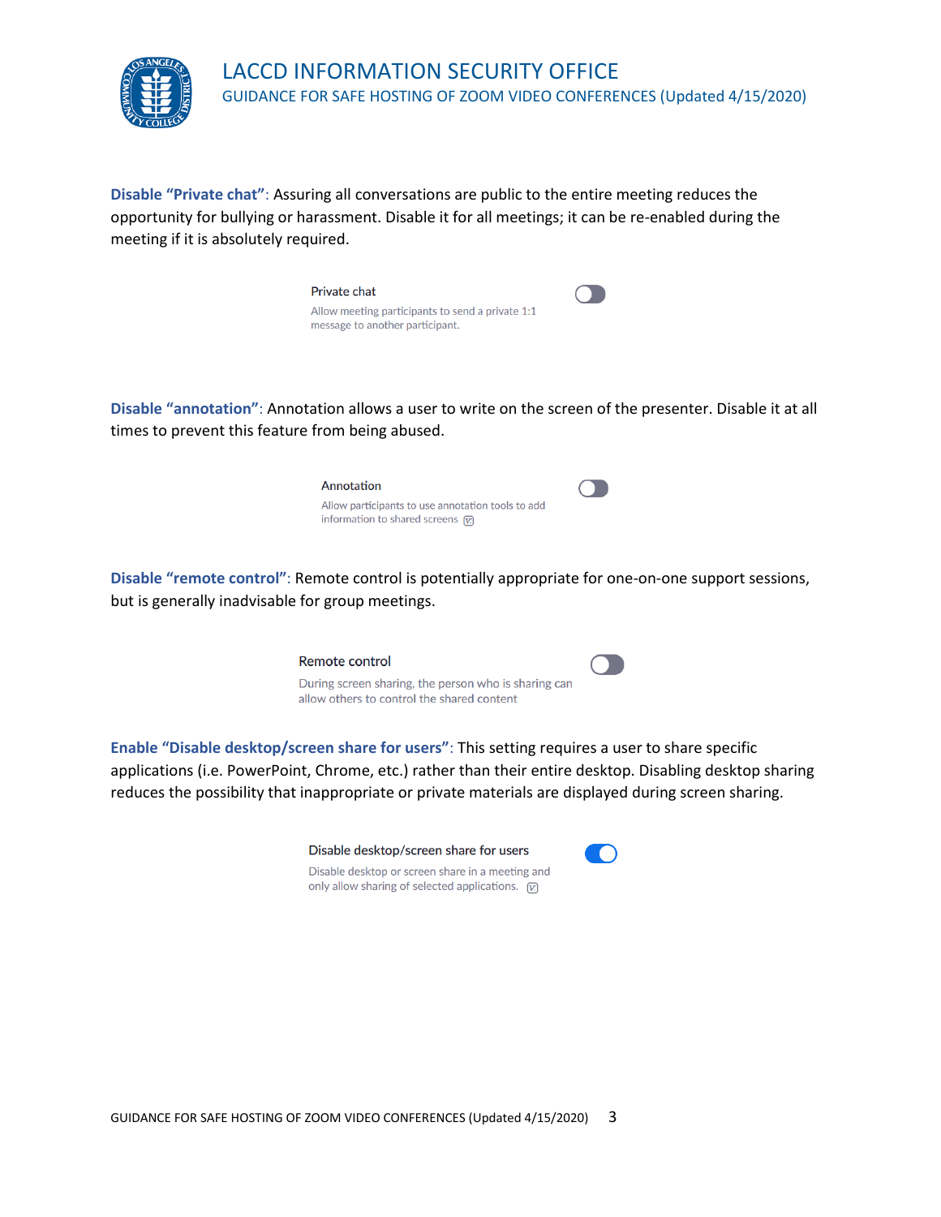**Disable "Private chat"**: Assuring all conversations are public to the entire meeting reduces the opportunity for bullying or harassment. Disable it for all meetings; it can be re-enabled during the meeting if it is absolutely required.

Private chat
Allow meeting participants to send a private 1:1 message to another participant.

**Disable "annotation"**: Annotation allows a user to write on the screen of the presenter. Disable it at all times to prevent this feature from being abused.

Annotation
Allow participants to use annotation tools to add information to shared screens

**Disable "remote control"**: Remote control is potentially appropriate for one-on-one support sessions, but is generally inadvisable for group meetings.

Remote control
During screen sharing, the person who is sharing can allow others to control the shared content

**Enable "Disable desktop/screen share for users"**: This setting requires a user to share specific applications (i.e. PowerPoint, Chrome, etc.) rather than their entire desktop. Disabling desktop sharing reduces the possibility that inappropriate or private materials are displayed during screen sharing.

Disable desktop/screen share for users
Disable desktop or screen share in a meeting and only allow sharing of selected applications.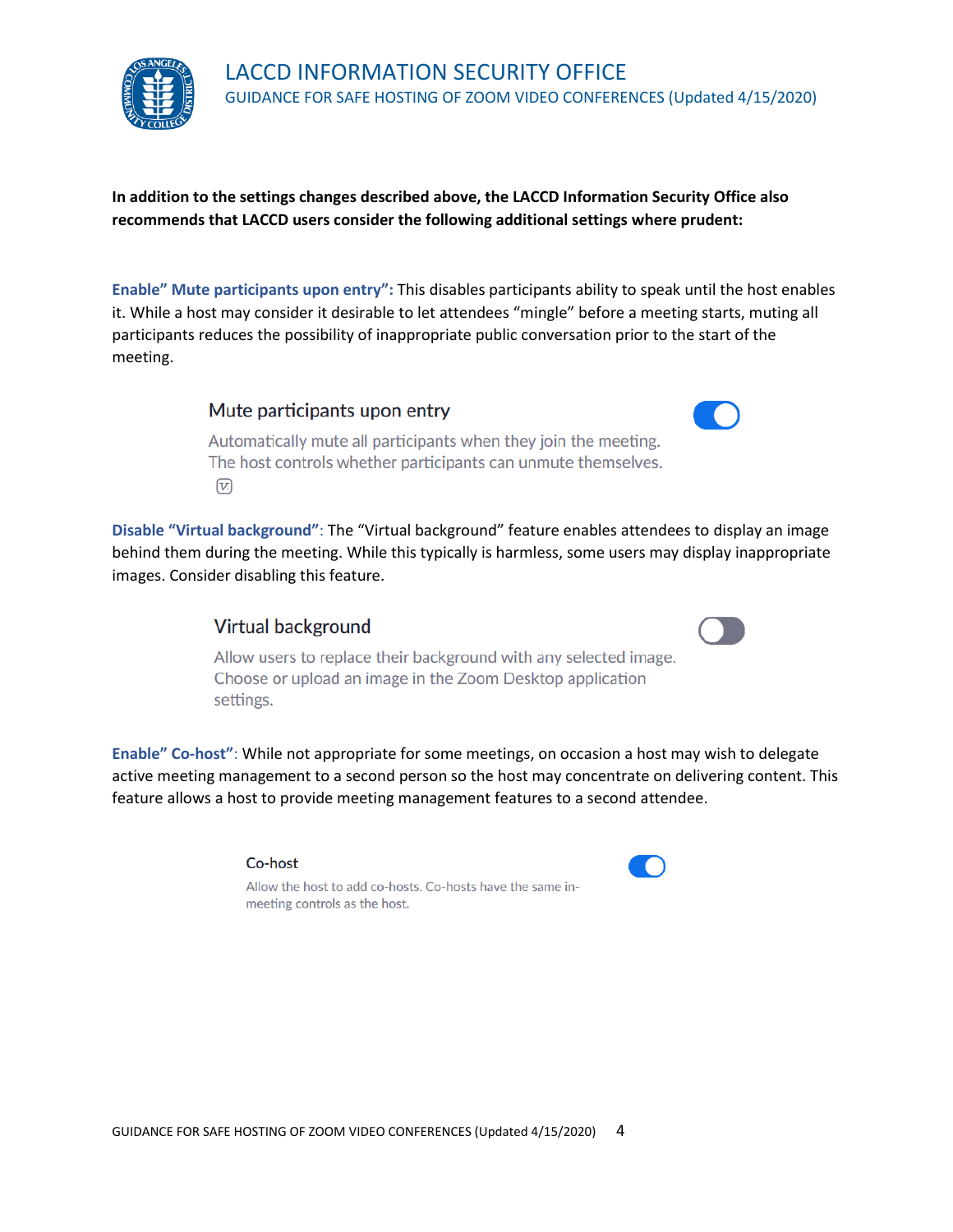**In addition to the settings changes described above, the LACCD Information Security Office also recommends that LACCD users consider the following additional settings where prudent:**

**Enable" Mute participants upon entry":** This disables participants ability to speak until the host enables it. While a host may consider it desirable to let attendees "mingle" before a meeting starts, muting all participants reduces the possibility of inappropriate public conversation prior to the start of the meeting.

Mute participants upon entry

Automatically mute all participants when they join the meeting. The host controls whether participants can unmute themselves.

**Disable "Virtual background"**: The "Virtual background" feature enables attendees to display an image behind them during the meeting. While this typically is harmless, some users may display inappropriate images. Consider disabling this feature.

Virtual background

Allow users to replace their background with any selected image. Choose or upload an image in the Zoom Desktop application settings.

**Enable" Co-host"**: While not appropriate for some meetings, on occasion a host may wish to delegate active meeting management to a second person so the host may concentrate on delivering content. This feature allows a host to provide meeting management features to a second attendee.

Co-host

Allow the host to add co-hosts. Co-hosts have the same in-meeting controls as the host.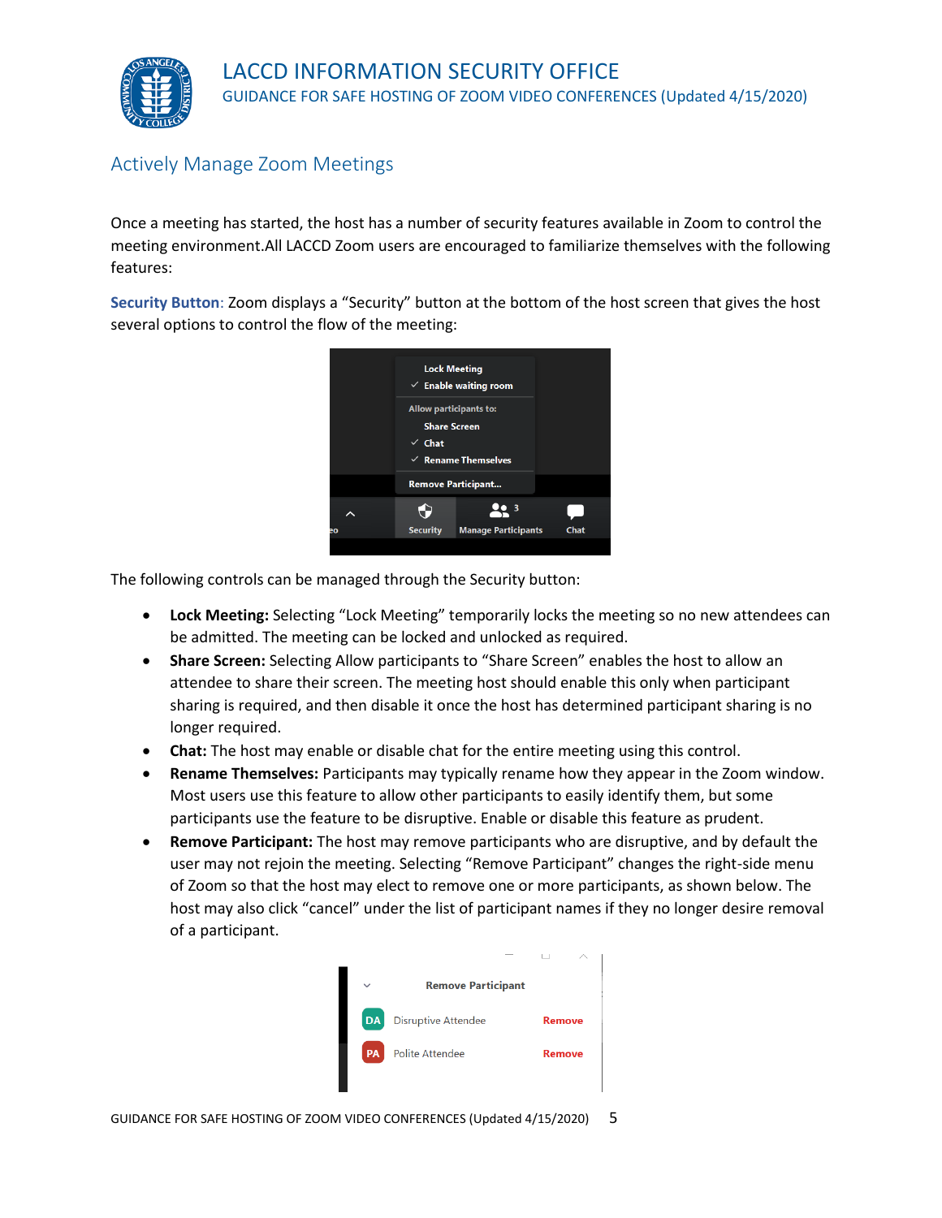## Actively Manage Zoom Meetings

Once a meeting has started, the host has a number of security features available in Zoom to control the meeting environment.All LACCD Zoom users are encouraged to familiarize themselves with the following features:

**Security Button**: Zoom displays a "Security" button at the bottom of the host screen that gives the host several options to control the flow of the meeting:

The following controls can be managed through the Security button:

- **Lock Meeting:** Selecting "Lock Meeting" temporarily locks the meeting so no new attendees can be admitted. The meeting can be locked and unlocked as required.
- **Share Screen:** Selecting Allow participants to "Share Screen" enables the host to allow an attendee to share their screen. The meeting host should enable this only when participant sharing is required, and then disable it once the host has determined participant sharing is no longer required.
- **Chat:** The host may enable or disable chat for the entire meeting using this control.
- **Rename Themselves:** Participants may typically rename how they appear in the Zoom window. Most users use this feature to allow other participants to easily identify them, but some participants use the feature to be disruptive. Enable or disable this feature as prudent.
- **Remove Participant:** The host may remove participants who are disruptive, and by default the user may not rejoin the meeting. Selecting "Remove Participant" changes the right-side menu of Zoom so that the host may elect to remove one or more participants, as shown below. The host may also click "cancel" under the list of participant names if they no longer desire removal of a participant.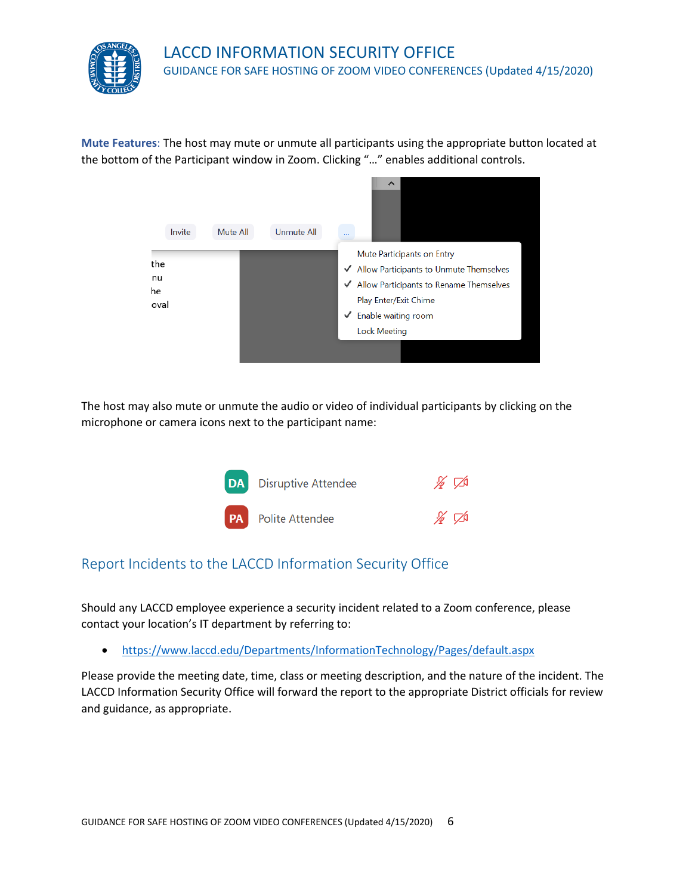**Mute Features**: The host may mute or unmute all participants using the appropriate button located at the bottom of the Participant window in Zoom. Clicking "…" enables additional controls.

The host may also mute or unmute the audio or video of individual participants by clicking on the microphone or camera icons next to the participant name:

## Report Incidents to the LACCD Information Security Office

Should any LACCD employee experience a security incident related to a Zoom conference, please contact your location's IT department by referring to:

- https://www.laccd.edu/Departments/InformationTechnology/Pages/default.aspx

Please provide the meeting date, time, class or meeting description, and the nature of the incident. The LACCD Information Security Office will forward the report to the appropriate District officials for review and guidance, as appropriate.